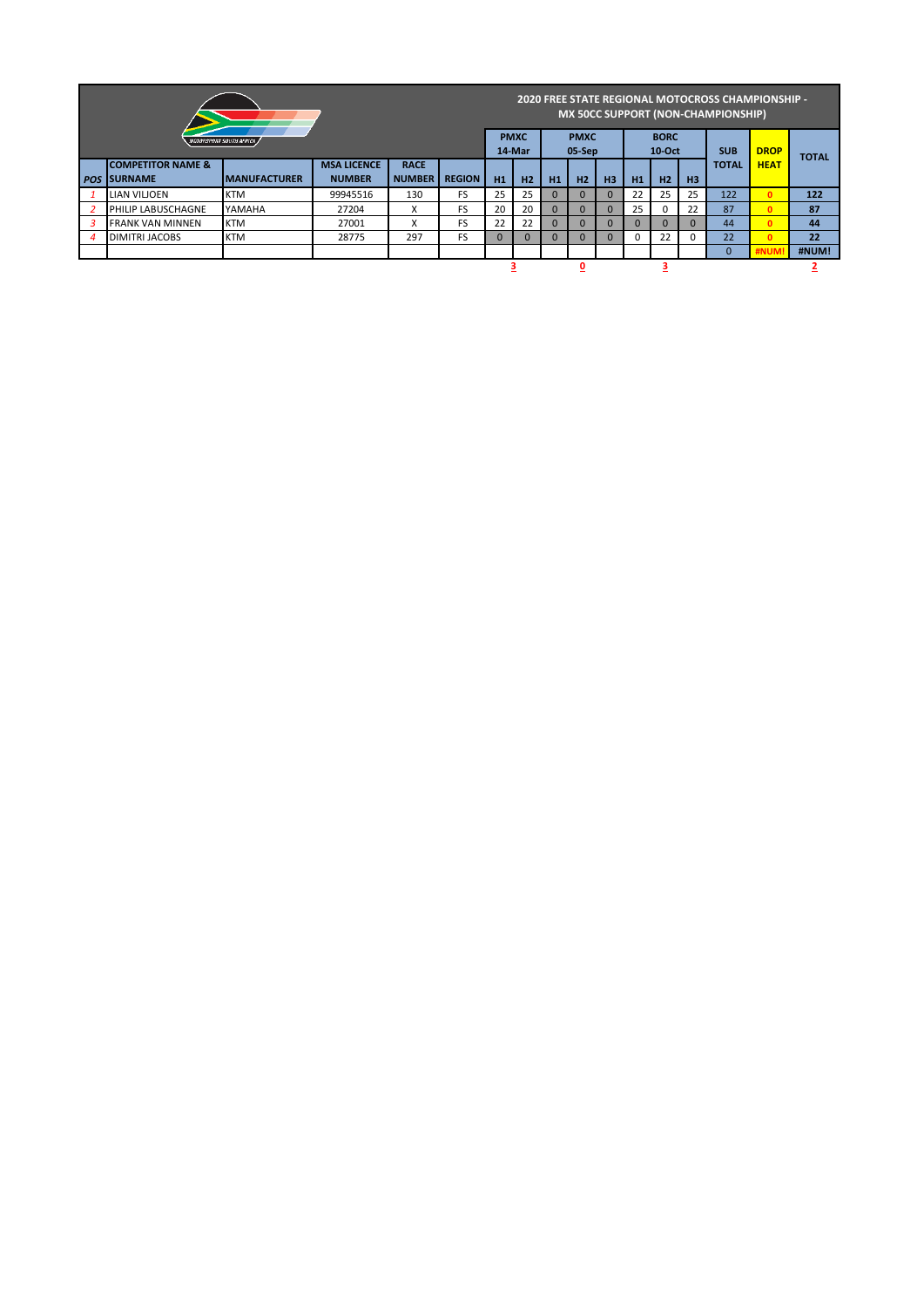## 2020 FREE STATE REGIONAL MOTOCROSS CHAMPIONSHIP - MX 50CC SUPPORT (NON-CHAMPIONSHIP)

| POS | COMPETITOR NAME & SURNAME | MANUFACTURER | MSA LICENCE NUMBER | RACE NUMBER | REGION | PMXC 14-Mar | | PMXC 05-Sep | | | BORC 10-Oct | | | SUB TOTAL | DROP HEAT | TOTAL |
|---|---|---|---|---|---|---|---|---|---|---|---|---|---|---|---|---|
| | | | | | | H1 | H2 | H1 | H2 | H3 | H1 | H2 | H3 | | | |
| 1 | LIAN VILJOEN | KTM | 99945516 | 130 | FS | 25 | 25 | 0 | 0 | 0 | 22 | 25 | 25 | 122 | 0 | 122 |
| 2 | PHILIP LABUSCHAGNE | YAMAHA | 27204 | X | FS | 20 | 20 | 0 | 0 | 0 | 25 | 0 | 22 | 87 | 0 | 87 |
| 3 | FRANK VAN MINNEN | KTM | 27001 | X | FS | 22 | 22 | 0 | 0 | 0 | 0 | 0 | 0 | 44 | 0 | 44 |
| 4 | DIMITRI JACOBS | KTM | 28775 | 297 | FS | 0 | 0 | 0 | 0 | 0 | 0 | 22 | 0 | 22 | 0 | 22 |
| | | | | | | | | | | | | | | 0 | #NUM! | #NUM! |
| | | | | | | 3 | | | 0 | | | 3 | | | | 2 |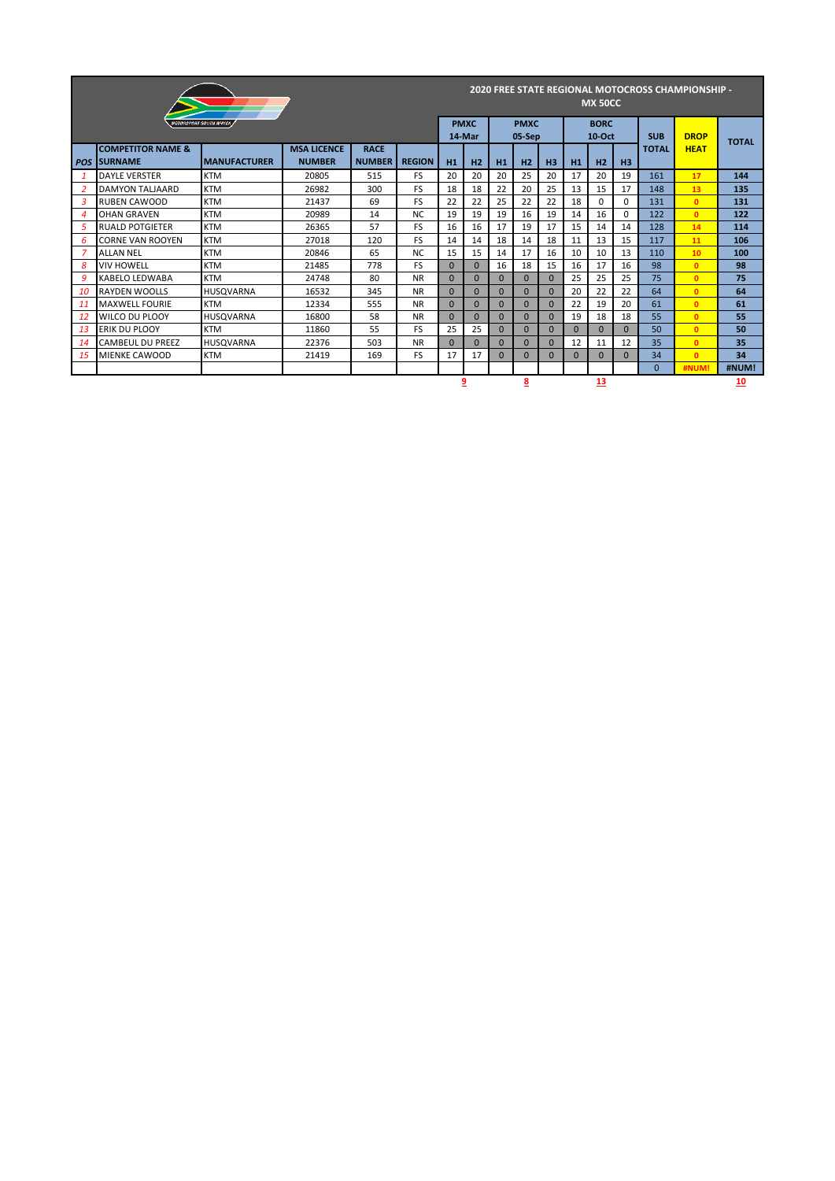# 2020 FREE STATE REGIONAL MOTOCROSS CHAMPIONSHIP - MX 50CC

| POS | COMPETITOR NAME & SURNAME | MANUFACTURER | MSA LICENCE NUMBER | RACE NUMBER | REGION | PMXC 14-Mar H1 | PMXC 14-Mar H2 | PMXC 05-Sep H1 | PMXC 05-Sep H2 | PMXC 05-Sep H3 | BORC 10-Oct H1 | BORC 10-Oct H2 | BORC 10-Oct H3 | SUB TOTAL | DROP HEAT | TOTAL |
|---|---|---|---|---|---|---|---|---|---|---|---|---|---|---|---|---|
| 1 | DAYLE VERSTER | KTM | 20805 | 515 | FS | 20 | 20 | 20 | 25 | 20 | 17 | 20 | 19 | 161 | 17 | 144 |
| 2 | DAMYON TALJAARD | KTM | 26982 | 300 | FS | 18 | 18 | 22 | 20 | 25 | 13 | 15 | 17 | 148 | 13 | 135 |
| 3 | RUBEN CAWOOD | KTM | 21437 | 69 | FS | 22 | 22 | 25 | 22 | 22 | 18 | 0 | 0 | 131 | 0 | 131 |
| 4 | OHAN GRAVEN | KTM | 20989 | 14 | NC | 19 | 19 | 19 | 16 | 19 | 14 | 16 | 0 | 122 | 0 | 122 |
| 5 | RUALD POTGIETER | KTM | 26365 | 57 | FS | 16 | 16 | 17 | 19 | 17 | 15 | 14 | 14 | 128 | 14 | 114 |
| 6 | CORNE VAN ROOYEN | KTM | 27018 | 120 | FS | 14 | 14 | 18 | 14 | 18 | 11 | 13 | 15 | 117 | 11 | 106 |
| 7 | ALLAN NEL | KTM | 20846 | 65 | NC | 15 | 15 | 14 | 17 | 16 | 10 | 10 | 13 | 110 | 10 | 100 |
| 8 | VIV HOWELL | KTM | 21485 | 778 | FS | 0 | 0 | 16 | 18 | 15 | 16 | 17 | 16 | 98 | 0 | 98 |
| 9 | KABELO LEDWABA | KTM | 24748 | 80 | NR | 0 | 0 | 0 | 0 | 0 | 25 | 25 | 25 | 75 | 0 | 75 |
| 10 | RAYDEN WOOLLS | HUSQVARNA | 16532 | 345 | NR | 0 | 0 | 0 | 0 | 0 | 20 | 22 | 22 | 64 | 0 | 64 |
| 11 | MAXWELL FOURIE | KTM | 12334 | 555 | NR | 0 | 0 | 0 | 0 | 0 | 22 | 19 | 20 | 61 | 0 | 61 |
| 12 | WILCO DU PLOOY | HUSQVARNA | 16800 | 58 | NR | 0 | 0 | 0 | 0 | 0 | 19 | 18 | 18 | 55 | 0 | 55 |
| 13 | ERIK DU PLOOY | KTM | 11860 | 55 | FS | 25 | 25 | 0 | 0 | 0 | 0 | 0 | 0 | 50 | 0 | 50 |
| 14 | CAMBEUL DU PREEZ | HUSQVARNA | 22376 | 503 | NR | 0 | 0 | 0 | 0 | 0 | 12 | 11 | 12 | 35 | 0 | 35 |
| 15 | MIENKE CAWOOD | KTM | 21419 | 169 | FS | 17 | 17 | 0 | 0 | 0 | 0 | 0 | 0 | 34 | 0 | 34 |
| | | | | | | | | | | | | | | 0 | #NUM! | #NUM! |
| | | | | | | | 9 | | 8 | | | 13 | | | | 10 |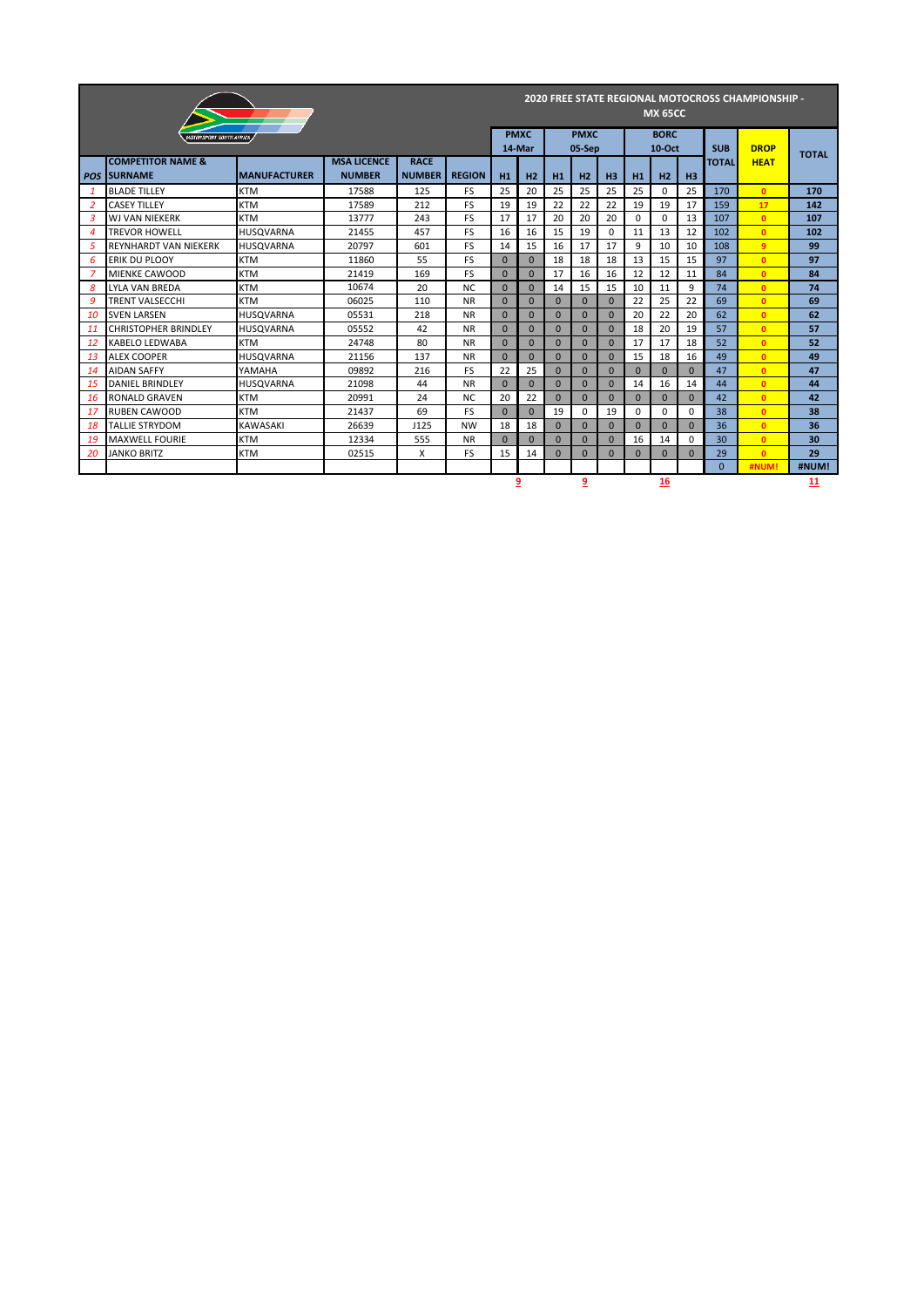# 2020 FREE STATE REGIONAL MOTOCROSS CHAMPIONSHIP - MX 65CC

| POS | COMPETITOR NAME & SURNAME | MANUFACTURER | MSA LICENCE NUMBER | RACE NUMBER | REGION | PMXC 14-Mar | | PMXC 05-Sep | | | BORC 10-Oct | | | SUB TOTAL | DROP HEAT | TOTAL |
|---|---|---|---|---|---|---|---|---|---|---|---|---|---|---|---|---|
| | | | | | | H1 | H2 | H1 | H2 | H3 | H1 | H2 | H3 | | | |
| 1 | BLADE TILLEY | KTM | 17588 | 125 | FS | 25 | 20 | 25 | 25 | 25 | 25 | 0 | 25 | 170 | 0 | 170 |
| 2 | CASEY TILLEY | KTM | 17589 | 212 | FS | 19 | 19 | 22 | 22 | 22 | 19 | 19 | 17 | 159 | 17 | 142 |
| 3 | WJ VAN NIEKERK | KTM | 13777 | 243 | FS | 17 | 17 | 20 | 20 | 20 | 0 | 0 | 13 | 107 | 0 | 107 |
| 4 | TREVOR HOWELL | HUSQVARNA | 21455 | 457 | FS | 16 | 16 | 15 | 19 | 0 | 11 | 13 | 12 | 102 | 0 | 102 |
| 5 | REYNHARDT VAN NIEKERK | HUSQVARNA | 20797 | 601 | FS | 14 | 15 | 16 | 17 | 17 | 9 | 10 | 10 | 108 | 9 | 99 |
| 6 | ERIK DU PLOOY | KTM | 11860 | 55 | FS | 0 | 0 | 18 | 18 | 18 | 13 | 15 | 15 | 97 | 0 | 97 |
| 7 | MIENKE CAWOOD | KTM | 21419 | 169 | FS | 0 | 0 | 17 | 16 | 16 | 12 | 12 | 11 | 84 | 0 | 84 |
| 8 | LYLA VAN BREDA | KTM | 10674 | 20 | NC | 0 | 0 | 14 | 15 | 15 | 10 | 11 | 9 | 74 | 0 | 74 |
| 9 | TRENT VALSECCHI | KTM | 06025 | 110 | NR | 0 | 0 | 0 | 0 | 0 | 22 | 25 | 22 | 69 | 0 | 69 |
| 10 | SVEN LARSEN | HUSQVARNA | 05531 | 218 | NR | 0 | 0 | 0 | 0 | 0 | 20 | 22 | 20 | 62 | 0 | 62 |
| 11 | CHRISTOPHER BRINDLEY | HUSQVARNA | 05552 | 42 | NR | 0 | 0 | 0 | 0 | 0 | 18 | 20 | 19 | 57 | 0 | 57 |
| 12 | KABELO LEDWABA | KTM | 24748 | 80 | NR | 0 | 0 | 0 | 0 | 0 | 17 | 17 | 18 | 52 | 0 | 52 |
| 13 | ALEX COOPER | HUSQVARNA | 21156 | 137 | NR | 0 | 0 | 0 | 0 | 0 | 15 | 18 | 16 | 49 | 0 | 49 |
| 14 | AIDAN SAFFY | YAMAHA | 09892 | 216 | FS | 22 | 25 | 0 | 0 | 0 | 0 | 0 | 0 | 47 | 0 | 47 |
| 15 | DANIEL BRINDLEY | HUSQVARNA | 21098 | 44 | NR | 0 | 0 | 0 | 0 | 0 | 14 | 16 | 14 | 44 | 0 | 44 |
| 16 | RONALD GRAVEN | KTM | 20991 | 24 | NC | 20 | 22 | 0 | 0 | 0 | 0 | 0 | 0 | 42 | 0 | 42 |
| 17 | RUBEN CAWOOD | KTM | 21437 | 69 | FS | 0 | 0 | 19 | 0 | 19 | 0 | 0 | 0 | 38 | 0 | 38 |
| 18 | TALLIE STRYDOM | KAWASAKI | 26639 | J125 | NW | 18 | 18 | 0 | 0 | 0 | 0 | 0 | 0 | 36 | 0 | 36 |
| 19 | MAXWELL FOURIE | KTM | 12334 | 555 | NR | 0 | 0 | 0 | 0 | 0 | 16 | 14 | 0 | 30 | 0 | 30 |
| 20 | JANKO BRITZ | KTM | 02515 | X | FS | 15 | 14 | 0 | 0 | 0 | 0 | 0 | 0 | 29 | 0 | 29 |
| | | | | | | | | | | | | | | 0 | #NUM! | #NUM! |
| | | | | | | | 9 | | 9 | | | 16 | | | | 11 |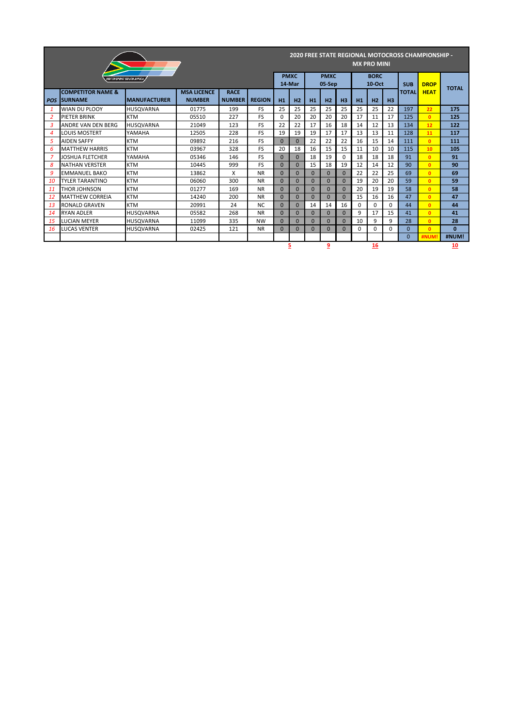# 2020 FREE STATE REGIONAL MOTOCROSS CHAMPIONSHIP - MX PRO MINI

MOTORSPORT SOUTH AFRICA

| | | | | | | PMXC 14-Mar | | PMXC 05-Sep | | | BORC 10-Oct | | | SUB TOTAL | DROP HEAT | TOTAL |
|---|---|---|---|---|---|---|---|---|---|---|---|---|---|---|---|---|
| POS | COMPETITOR NAME & SURNAME | MANUFACTURER | MSA LICENCE NUMBER | RACE NUMBER | REGION | H1 | H2 | H1 | H2 | H3 | H1 | H2 | H3 | | | |
| 1 | WIAN DU PLOOY | HUSQVARNA | 01775 | 199 | FS | 25 | 25 | 25 | 25 | 25 | 25 | 25 | 22 | 197 | 22 | 175 |
| 2 | PIETER BRINK | KTM | 05510 | 227 | FS | 0 | 20 | 20 | 20 | 20 | 17 | 11 | 17 | 125 | 0 | 125 |
| 3 | ANDRE VAN DEN BERG | HUSQVARNA | 21049 | 123 | FS | 22 | 22 | 17 | 16 | 18 | 14 | 12 | 13 | 134 | 12 | 122 |
| 4 | LOUIS MOSTERT | YAMAHA | 12505 | 228 | FS | 19 | 19 | 19 | 17 | 17 | 13 | 13 | 11 | 128 | 11 | 117 |
| 5 | AIDEN SAFFY | KTM | 09892 | 216 | FS | 0 | 0 | 22 | 22 | 22 | 16 | 15 | 14 | 111 | 0 | 111 |
| 6 | MATTHEW HARRIS | KTM | 03967 | 328 | FS | 20 | 18 | 16 | 15 | 15 | 11 | 10 | 10 | 115 | 10 | 105 |
| 7 | JOSHUA FLETCHER | YAMAHA | 05346 | 146 | FS | 0 | 0 | 18 | 19 | 0 | 18 | 18 | 18 | 91 | 0 | 91 |
| 8 | NATHAN VERSTER | KTM | 10445 | 999 | FS | 0 | 0 | 15 | 18 | 19 | 12 | 14 | 12 | 90 | 0 | 90 |
| 9 | EMMANUEL BAKO | KTM | 13862 | X | NR | 0 | 0 | 0 | 0 | 0 | 22 | 22 | 25 | 69 | 0 | 69 |
| 10 | TYLER TARANTINO | KTM | 06060 | 300 | NR | 0 | 0 | 0 | 0 | 0 | 19 | 20 | 20 | 59 | 0 | 59 |
| 11 | THOR JOHNSON | KTM | 01277 | 169 | NR | 0 | 0 | 0 | 0 | 0 | 20 | 19 | 19 | 58 | 0 | 58 |
| 12 | MATTHEW CORREIA | KTM | 14240 | 200 | NR | 0 | 0 | 0 | 0 | 0 | 15 | 16 | 16 | 47 | 0 | 47 |
| 13 | RONALD GRAVEN | KTM | 20991 | 24 | NC | 0 | 0 | 14 | 14 | 16 | 0 | 0 | 0 | 44 | 0 | 44 |
| 14 | RYAN ADLER | HUSQVARNA | 05582 | 268 | NR | 0 | 0 | 0 | 0 | 0 | 9 | 17 | 15 | 41 | 0 | 41 |
| 15 | LUCIAN MEYER | HUSQVARNA | 11099 | 335 | NW | 0 | 0 | 0 | 0 | 0 | 10 | 9 | 9 | 28 | 0 | 28 |
| 16 | LUCAS VENTER | HUSQVARNA | 02425 | 121 | NR | 0 | 0 | 0 | 0 | 0 | 0 | 0 | 0 | 0 | 0 | 0 |
| | | | | | | | | | | | | | | 0 | #NUM! | #NUM! |
| | | | | | | | 5 | | 9 | | | 16 | | | | 10 |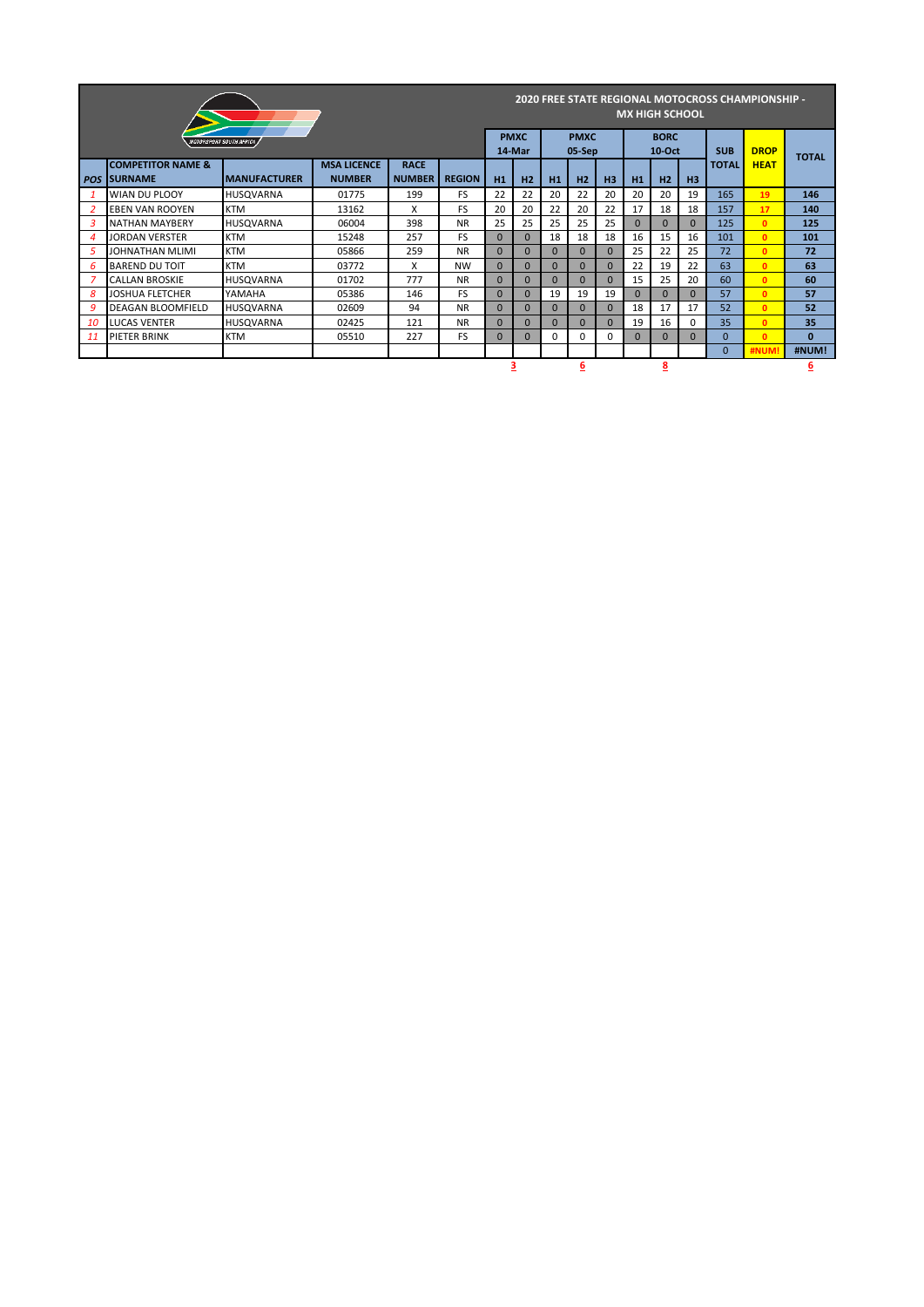## 2020 FREE STATE REGIONAL MOTOCROSS CHAMPIONSHIP - MX HIGH SCHOOL

| POS | COMPETITOR NAME & SURNAME | MANUFACTURER | MSA LICENCE NUMBER | RACE NUMBER | REGION | PMXC 14-Mar | | PMXC 05-Sep | | | BORC 10-Oct | | | SUB TOTAL | DROP HEAT | TOTAL |
|---|---|---|---|---|---|---|---|---|---|---|---|---|---|---|---|---|
| | | | | | | H1 | H2 | H1 | H2 | H3 | H1 | H2 | H3 | | | |
| 1 | WIAN DU PLOOY | HUSQVARNA | 01775 | 199 | FS | 22 | 22 | 20 | 22 | 20 | 20 | 20 | 19 | 165 | 19 | 146 |
| 2 | EBEN VAN ROOYEN | KTM | 13162 | X | FS | 20 | 20 | 22 | 20 | 22 | 17 | 18 | 18 | 157 | 17 | 140 |
| 3 | NATHAN MAYBERY | HUSQVARNA | 06004 | 398 | NR | 25 | 25 | 25 | 25 | 25 | 0 | 0 | 0 | 125 | 0 | 125 |
| 4 | JORDAN VERSTER | KTM | 15248 | 257 | FS | 0 | 0 | 18 | 18 | 18 | 16 | 15 | 16 | 101 | 0 | 101 |
| 5 | JOHNATHAN MLIMI | KTM | 05866 | 259 | NR | 0 | 0 | 0 | 0 | 0 | 25 | 22 | 25 | 72 | 0 | 72 |
| 6 | BAREND DU TOIT | KTM | 03772 | X | NW | 0 | 0 | 0 | 0 | 0 | 22 | 19 | 22 | 63 | 0 | 63 |
| 7 | CALLAN BROSKIE | HUSQVARNA | 01702 | 777 | NR | 0 | 0 | 0 | 0 | 0 | 15 | 25 | 20 | 60 | 0 | 60 |
| 8 | JOSHUA FLETCHER | YAMAHA | 05386 | 146 | FS | 0 | 0 | 19 | 19 | 19 | 0 | 0 | 0 | 57 | 0 | 57 |
| 9 | DEAGAN BLOOMFIELD | HUSQVARNA | 02609 | 94 | NR | 0 | 0 | 0 | 0 | 0 | 18 | 17 | 17 | 52 | 0 | 52 |
| 10 | LUCAS VENTER | HUSQVARNA | 02425 | 121 | NR | 0 | 0 | 0 | 0 | 0 | 19 | 16 | 0 | 35 | 0 | 35 |
| 11 | PIETER BRINK | KTM | 05510 | 227 | FS | 0 | 0 | 0 | 0 | 0 | 0 | 0 | 0 | 0 | 0 | 0 |
| | | | | | | | | | | | | | | 0 | #NUM! | #NUM! |
| | | | | | | | 3 | | 6 | | | 8 | | | | 6 |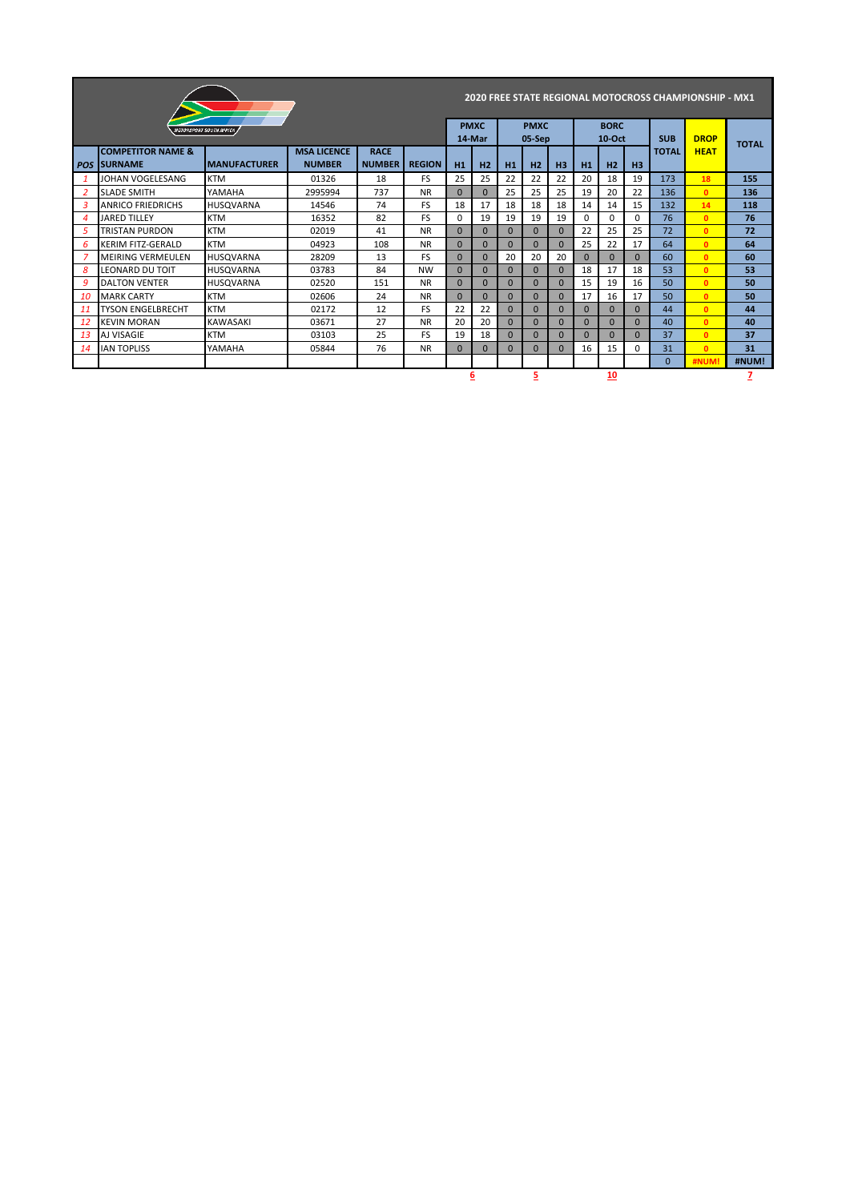# 2020 FREE STATE REGIONAL MOTOCROSS CHAMPIONSHIP - MX1

| POS | COMPETITOR NAME & SURNAME | MANUFACTURER | MSA LICENCE NUMBER | RACE NUMBER | REGION | PMXC 14-Mar | | PMXC 05-Sep | | | BORC 10-Oct | | | SUB TOTAL | DROP HEAT | TOTAL |
|---|---|---|---|---|---|---|---|---|---|---|---|---|---|---|---|---|
| | | | | | | H1 | H2 | H1 | H2 | H3 | H1 | H2 | H3 | | | |
| 1 | JOHAN VOGELESANG | KTM | 01326 | 18 | FS | 25 | 25 | 22 | 22 | 22 | 20 | 18 | 19 | 173 | 18 | 155 |
| 2 | SLADE SMITH | YAMAHA | 2995994 | 737 | NR | 0 | 0 | 25 | 25 | 25 | 19 | 20 | 22 | 136 | 0 | 136 |
| 3 | ANRICO FRIEDRICHS | HUSQVARNA | 14546 | 74 | FS | 18 | 17 | 18 | 18 | 18 | 14 | 14 | 15 | 132 | 14 | 118 |
| 4 | JARED TILLEY | KTM | 16352 | 82 | FS | 0 | 19 | 19 | 19 | 19 | 0 | 0 | 0 | 76 | 0 | 76 |
| 5 | TRISTAN PURDON | KTM | 02019 | 41 | NR | 0 | 0 | 0 | 0 | 0 | 22 | 25 | 25 | 72 | 0 | 72 |
| 6 | KERIM FITZ-GERALD | KTM | 04923 | 108 | NR | 0 | 0 | 0 | 0 | 0 | 25 | 22 | 17 | 64 | 0 | 64 |
| 7 | MEIRING VERMEULEN | HUSQVARNA | 28209 | 13 | FS | 0 | 0 | 20 | 20 | 20 | 0 | 0 | 0 | 60 | 0 | 60 |
| 8 | LEONARD DU TOIT | HUSQVARNA | 03783 | 84 | NW | 0 | 0 | 0 | 0 | 0 | 18 | 17 | 18 | 53 | 0 | 53 |
| 9 | DALTON VENTER | HUSQVARNA | 02520 | 151 | NR | 0 | 0 | 0 | 0 | 0 | 15 | 19 | 16 | 50 | 0 | 50 |
| 10 | MARK CARTY | KTM | 02606 | 24 | NR | 0 | 0 | 0 | 0 | 0 | 17 | 16 | 17 | 50 | 0 | 50 |
| 11 | TYSON ENGELBRECHT | KTM | 02172 | 12 | FS | 22 | 22 | 0 | 0 | 0 | 0 | 0 | 0 | 44 | 0 | 44 |
| 12 | KEVIN MORAN | KAWASAKI | 03671 | 27 | NR | 20 | 20 | 0 | 0 | 0 | 0 | 0 | 0 | 40 | 0 | 40 |
| 13 | AJ VISAGIE | KTM | 03103 | 25 | FS | 19 | 18 | 0 | 0 | 0 | 0 | 0 | 0 | 37 | 0 | 37 |
| 14 | IAN TOPLISS | YAMAHA | 05844 | 76 | NR | 0 | 0 | 0 | 0 | 0 | 16 | 15 | 0 | 31 | 0 | 31 |
| | | | | | | | | | | | | | | 0 | #NUM! | #NUM! |
| | | | | | | 6 | | 5 | | | 10 | | | | | 7 |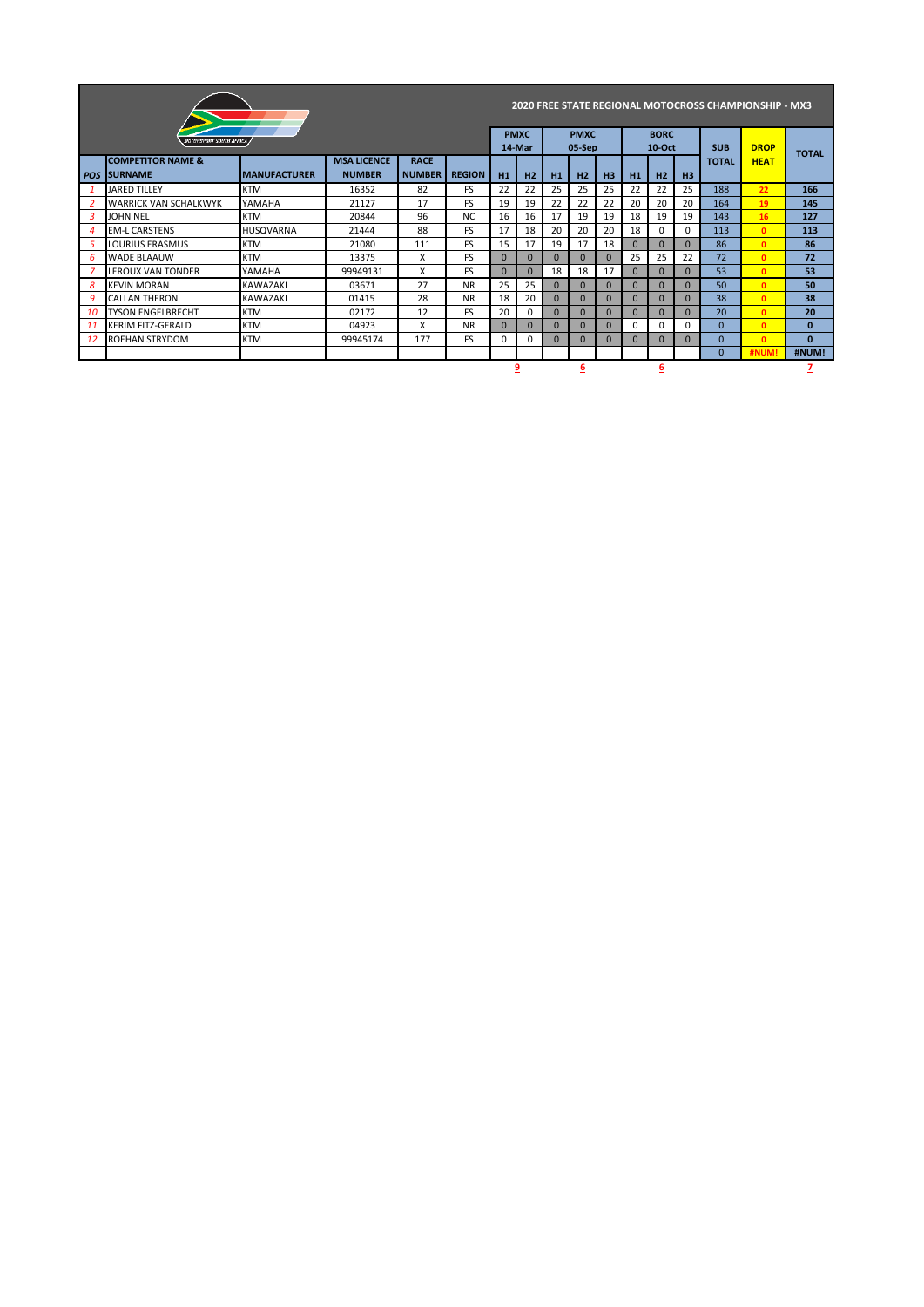## 2020 FREE STATE REGIONAL MOTOCROSS CHAMPIONSHIP - MX3

| | | | | | | PMXC 14-Mar | | PMXC 05-Sep | | | BORC 10-Oct | | | SUB TOTAL | DROP HEAT | TOTAL |
|---|---|---|---|---|---|---|---|---|---|---|---|---|---|---|---|---|
| POS | COMPETITOR NAME & SURNAME | MANUFACTURER | MSA LICENCE NUMBER | RACE NUMBER | REGION | H1 | H2 | H1 | H2 | H3 | H1 | H2 | H3 | | | |
| 1 | JARED TILLEY | KTM | 16352 | 82 | FS | 22 | 22 | 25 | 25 | 25 | 22 | 22 | 25 | 188 | 22 | 166 |
| 2 | WARRICK VAN SCHALKWYK | YAMAHA | 21127 | 17 | FS | 19 | 19 | 22 | 22 | 22 | 20 | 20 | 20 | 164 | 19 | 145 |
| 3 | JOHN NEL | KTM | 20844 | 96 | NC | 16 | 16 | 17 | 19 | 19 | 18 | 19 | 19 | 143 | 16 | 127 |
| 4 | EM-L CARSTENS | HUSQVARNA | 21444 | 88 | FS | 17 | 18 | 20 | 20 | 20 | 18 | 0 | 0 | 113 | 0 | 113 |
| 5 | LOURIUS ERASMUS | KTM | 21080 | 111 | FS | 15 | 17 | 19 | 17 | 18 | 0 | 0 | 0 | 86 | 0 | 86 |
| 6 | WADE BLAAUW | KTM | 13375 | X | FS | 0 | 0 | 0 | 0 | 0 | 25 | 25 | 22 | 72 | 0 | 72 |
| 7 | LEROUX VAN TONDER | YAMAHA | 99949131 | X | FS | 0 | 0 | 18 | 18 | 17 | 0 | 0 | 0 | 53 | 0 | 53 |
| 8 | KEVIN MORAN | KAWAZAKI | 03671 | 27 | NR | 25 | 25 | 0 | 0 | 0 | 0 | 0 | 0 | 50 | 0 | 50 |
| 9 | CALLAN THERON | KAWAZAKI | 01415 | 28 | NR | 18 | 20 | 0 | 0 | 0 | 0 | 0 | 0 | 38 | 0 | 38 |
| 10 | TYSON ENGELBRECHT | KTM | 02172 | 12 | FS | 20 | 0 | 0 | 0 | 0 | 0 | 0 | 0 | 20 | 0 | 20 |
| 11 | KERIM FITZ-GERALD | KTM | 04923 | X | NR | 0 | 0 | 0 | 0 | 0 | 0 | 0 | 0 | 0 | 0 | 0 |
| 12 | ROEHAN STRYDOM | KTM | 99945174 | 177 | FS | 0 | 0 | 0 | 0 | 0 | 0 | 0 | 0 | 0 | 0 | 0 |
| | | | | | | | | | | | | | | 0 | #NUM! | #NUM! |
| | | | | | | | 9 | | 6 | | | 6 | | | | 7 |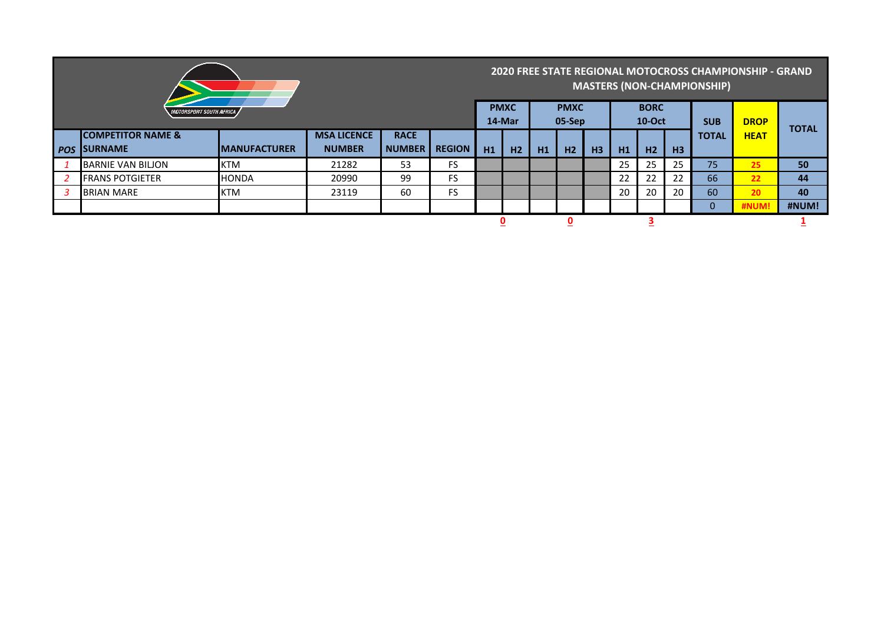# 2020 FREE STATE REGIONAL MOTOCROSS CHAMPIONSHIP - GRAND MASTERS (NON-CHAMPIONSHIP)

| POS | COMPETITOR NAME & SURNAME | MANUFACTURER | MSA LICENCE NUMBER | RACE NUMBER | REGION | PMXC 14-Mar | | PMXC 05-Sep | | | BORC 10-Oct | | | SUB TOTAL | DROP HEAT | TOTAL |
|---|---|---|---|---|---|---|---|---|---|---|---|---|---|---|---|---|
| | | | | | | H1 | H2 | H1 | H2 | H3 | H1 | H2 | H3 | | | |
| 1 | BARNIE VAN BILJON | KTM | 21282 | 53 | FS | | | | | | 25 | 25 | 25 | 75 | 25 | 50 |
| 2 | FRANS POTGIETER | HONDA | 20990 | 99 | FS | | | | | | 22 | 22 | 22 | 66 | 22 | 44 |
| 3 | BRIAN MARE | KTM | 23119 | 60 | FS | | | | | | 20 | 20 | 20 | 60 | 20 | 40 |
| | | | | | | | | | | | | | | 0 | #NUM! | #NUM! |
| | | | | | | | 0 | | 0 | | | 3 | | | | 1 |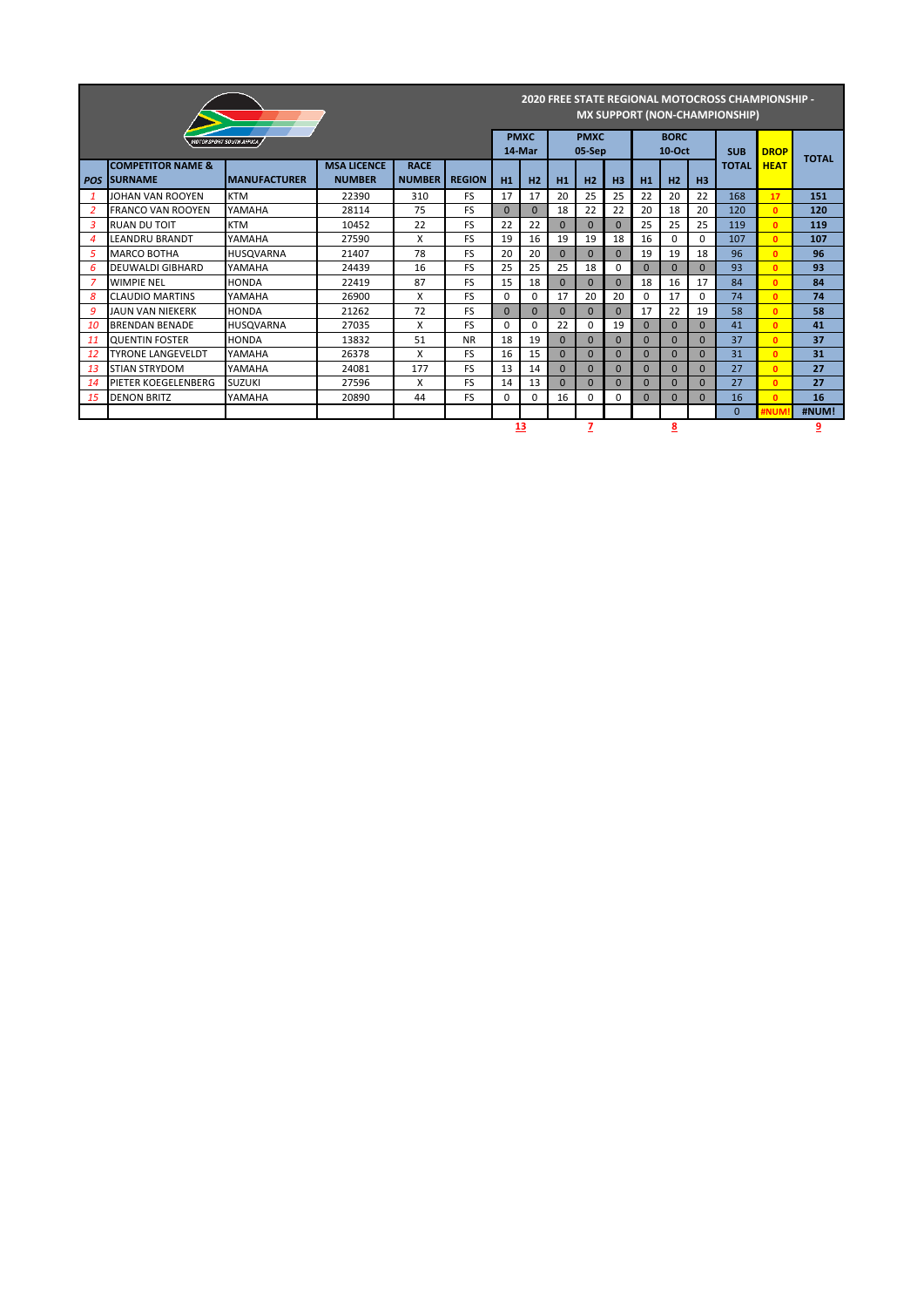# 2020 FREE STATE REGIONAL MOTOCROSS CHAMPIONSHIP - MX SUPPORT (NON-CHAMPIONSHIP)

MOTORSPORT SOUTH AFRICA

| POS | COMPETITOR NAME & SURNAME | MANUFACTURER | MSA LICENCE NUMBER | RACE NUMBER | REGION | PMXC 14-Mar H1 | H2 | PMXC 05-Sep H1 | H2 | H3 | BORC 10-Oct H1 | H2 | H3 | SUB TOTAL | DROP HEAT | TOTAL |
|---|---|---|---|---|---|---|---|---|---|---|---|---|---|---|---|---|
| 1 | JOHAN VAN ROOYEN | KTM | 22390 | 310 | FS | 17 | 17 | 20 | 25 | 25 | 22 | 20 | 22 | 168 | 17 | 151 |
| 2 | FRANCO VAN ROOYEN | YAMAHA | 28114 | 75 | FS | 0 | 0 | 18 | 22 | 22 | 20 | 18 | 20 | 120 | 0 | 120 |
| 3 | RUAN DU TOIT | KTM | 10452 | 22 | FS | 22 | 22 | 0 | 0 | 0 | 25 | 25 | 25 | 119 | 0 | 119 |
| 4 | LEANDRU BRANDT | YAMAHA | 27590 | X | FS | 19 | 16 | 19 | 19 | 18 | 16 | 0 | 0 | 107 | 0 | 107 |
| 5 | MARCO BOTHA | HUSQVARNA | 21407 | 78 | FS | 20 | 20 | 0 | 0 | 0 | 19 | 19 | 18 | 96 | 0 | 96 |
| 6 | DEUWALDI GIBHARD | YAMAHA | 24439 | 16 | FS | 25 | 25 | 25 | 18 | 0 | 0 | 0 | 0 | 93 | 0 | 93 |
| 7 | WIMPIE NEL | HONDA | 22419 | 87 | FS | 15 | 18 | 0 | 0 | 0 | 18 | 16 | 17 | 84 | 0 | 84 |
| 8 | CLAUDIO MARTINS | YAMAHA | 26900 | X | FS | 0 | 0 | 17 | 20 | 20 | 0 | 17 | 0 | 74 | 0 | 74 |
| 9 | JAUN VAN NIEKERK | HONDA | 21262 | 72 | FS | 0 | 0 | 0 | 0 | 0 | 17 | 22 | 19 | 58 | 0 | 58 |
| 10 | BRENDAN BENADE | HUSQVARNA | 27035 | X | FS | 0 | 0 | 22 | 0 | 19 | 0 | 0 | 0 | 41 | 0 | 41 |
| 11 | QUENTIN FOSTER | HONDA | 13832 | 51 | NR | 18 | 19 | 0 | 0 | 0 | 0 | 0 | 0 | 37 | 0 | 37 |
| 12 | TYRONE LANGEVELDT | YAMAHA | 26378 | X | FS | 16 | 15 | 0 | 0 | 0 | 0 | 0 | 0 | 31 | 0 | 31 |
| 13 | STIAN STRYDOM | YAMAHA | 24081 | 177 | FS | 13 | 14 | 0 | 0 | 0 | 0 | 0 | 0 | 27 | 0 | 27 |
| 14 | PIETER KOEGELENBERG | SUZUKI | 27596 | X | FS | 14 | 13 | 0 | 0 | 0 | 0 | 0 | 0 | 27 | 0 | 27 |
| 15 | DENON BRITZ | YAMAHA | 20890 | 44 | FS | 0 | 0 | 16 | 0 | 0 | 0 | 0 | 0 | 16 | 0 | 16 |
| | | | | | | | | | | | | | | 0 | #NUM! | #NUM! |
| | | | | | | 13 | | 7 | | | 8 | | | | | 9 |